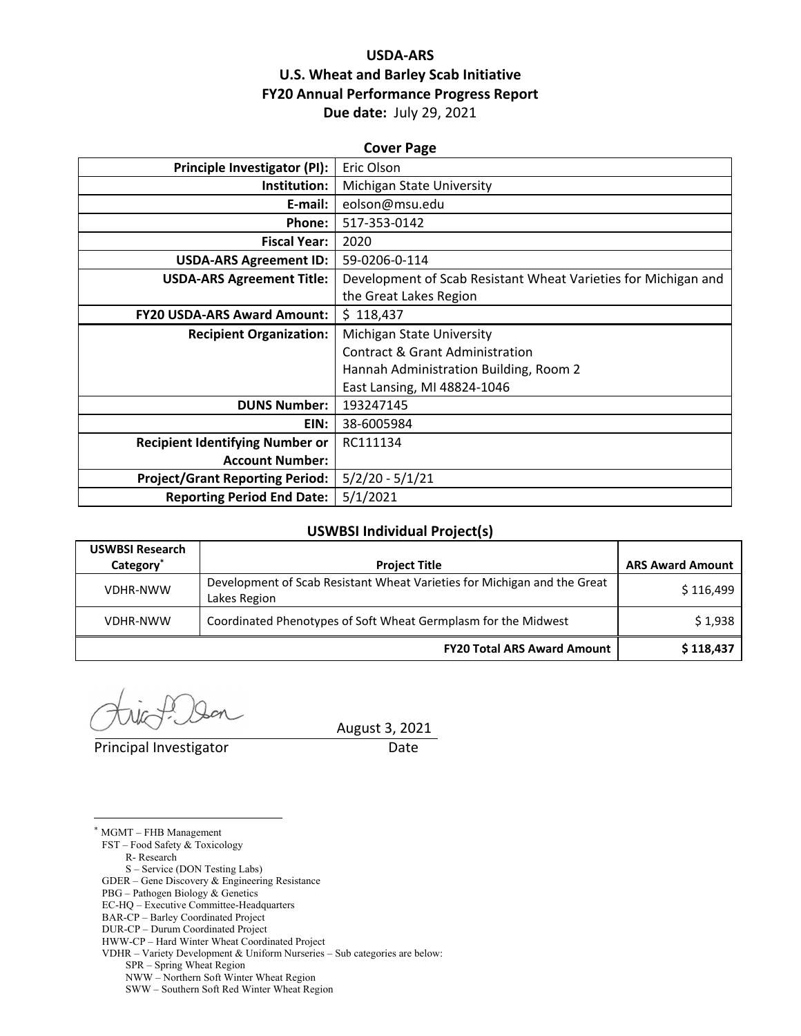**USDA-ARS**
**U.S. Wheat and Barley Scab Initiative**
**FY20 Annual Performance Progress Report**
**Due date:** July 29, 2021

**Cover Page**

| | |
|---|---|
| **Principle Investigator (PI):** | Eric Olson |
| **Institution:** | Michigan State University |
| **E-mail:** | eolson@msu.edu |
| **Phone:** | 517-353-0142 |
| **Fiscal Year:** | 2020 |
| **USDA-ARS Agreement ID:** | 59-0206-0-114 |
| **USDA-ARS Agreement Title:** | Development of Scab Resistant Wheat Varieties for Michigan and the Great Lakes Region |
| **FY20 USDA-ARS Award Amount:** | $ 118,437 |
| **Recipient Organization:** | Michigan State University<br>Contract & Grant Administration<br>Hannah Administration Building, Room 2<br>East Lansing, MI 48824-1046 |
| **DUNS Number:** | 193247145 |
| **EIN:** | 38-6005984 |
| **Recipient Identifying Number or Account Number:** | RC111134 |
| **Project/Grant Reporting Period:** | 5/2/20 - 5/1/21 |
| **Reporting Period End Date:** | 5/1/2021 |

**USWBSI Individual Project(s)**

| USWBSI Research Category* | Project Title | ARS Award Amount |
|---|---|---|
| VDHR-NWW | Development of Scab Resistant Wheat Varieties for Michigan and the Great Lakes Region | $ 116,499 |
| VDHR-NWW | Coordinated Phenotypes of Soft Wheat Germplasm for the Midwest | $ 1,938 |
| | **FY20 Total ARS Award Amount** | **$ 118,437** |

Principal Investigator — Date: August 3, 2021

\* MGMT – FHB Management
FST – Food Safety & Toxicology
  R- Research
  S – Service (DON Testing Labs)
GDER – Gene Discovery & Engineering Resistance
PBG – Pathogen Biology & Genetics
EC-HQ – Executive Committee-Headquarters
BAR-CP – Barley Coordinated Project
DUR-CP – Durum Coordinated Project
HWW-CP – Hard Winter Wheat Coordinated Project
VDHR – Variety Development & Uniform Nurseries – Sub categories are below:
  SPR – Spring Wheat Region
  NWW – Northern Soft Winter Wheat Region
  SWW – Southern Soft Red Winter Wheat Region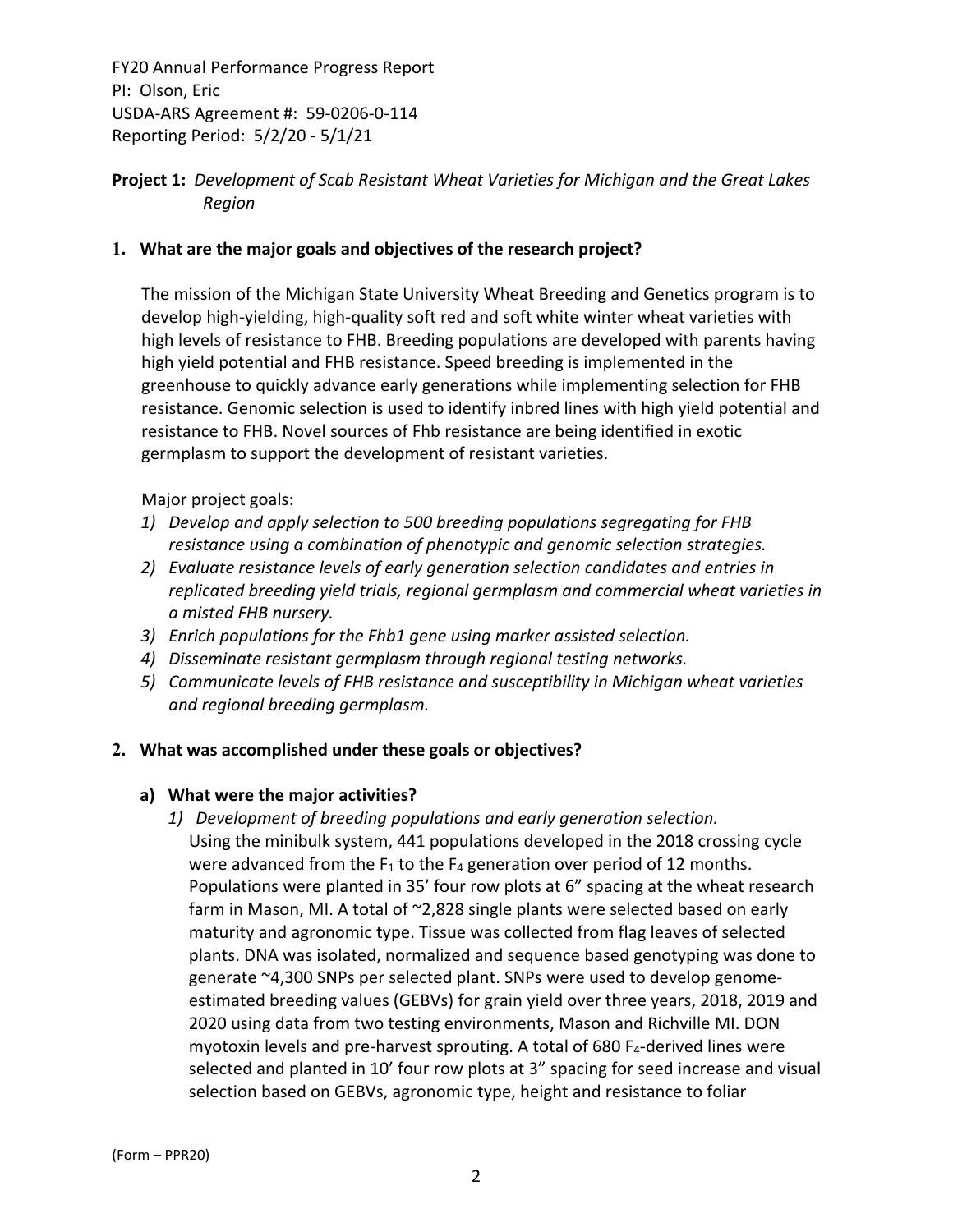FY20 Annual Performance Progress Report
PI: Olson, Eric
USDA-ARS Agreement #: 59-0206-0-114
Reporting Period: 5/2/20 - 5/1/21

**Project 1:** *Development of Scab Resistant Wheat Varieties for Michigan and the Great Lakes Region*

## 1. What are the major goals and objectives of the research project?

The mission of the Michigan State University Wheat Breeding and Genetics program is to develop high-yielding, high-quality soft red and soft white winter wheat varieties with high levels of resistance to FHB. Breeding populations are developed with parents having high yield potential and FHB resistance. Speed breeding is implemented in the greenhouse to quickly advance early generations while implementing selection for FHB resistance. Genomic selection is used to identify inbred lines with high yield potential and resistance to FHB. Novel sources of Fhb resistance are being identified in exotic germplasm to support the development of resistant varieties.

Major project goals:

1) *Develop and apply selection to 500 breeding populations segregating for FHB resistance using a combination of phenotypic and genomic selection strategies.*
2) *Evaluate resistance levels of early generation selection candidates and entries in replicated breeding yield trials, regional germplasm and commercial wheat varieties in a misted FHB nursery.*
3) *Enrich populations for the Fhb1 gene using marker assisted selection.*
4) *Disseminate resistant germplasm through regional testing networks.*
5) *Communicate levels of FHB resistance and susceptibility in Michigan wheat varieties and regional breeding germplasm.*

## 2. What was accomplished under these goals or objectives?

### a) What were the major activities?

1) *Development of breeding populations and early generation selection.*

Using the minibulk system, 441 populations developed in the 2018 crossing cycle were advanced from the $F_1$ to the $F_4$ generation over period of 12 months. Populations were planted in 35' four row plots at 6" spacing at the wheat research farm in Mason, MI. A total of ~2,828 single plants were selected based on early maturity and agronomic type. Tissue was collected from flag leaves of selected plants. DNA was isolated, normalized and sequence based genotyping was done to generate ~4,300 SNPs per selected plant. SNPs were used to develop genome-estimated breeding values (GEBVs) for grain yield over three years, 2018, 2019 and 2020 using data from two testing environments, Mason and Richville MI. DON myotoxin levels and pre-harvest sprouting. A total of 680 $F_4$-derived lines were selected and planted in 10' four row plots at 3" spacing for seed increase and visual selection based on GEBVs, agronomic type, height and resistance to foliar

(Form – PPR20)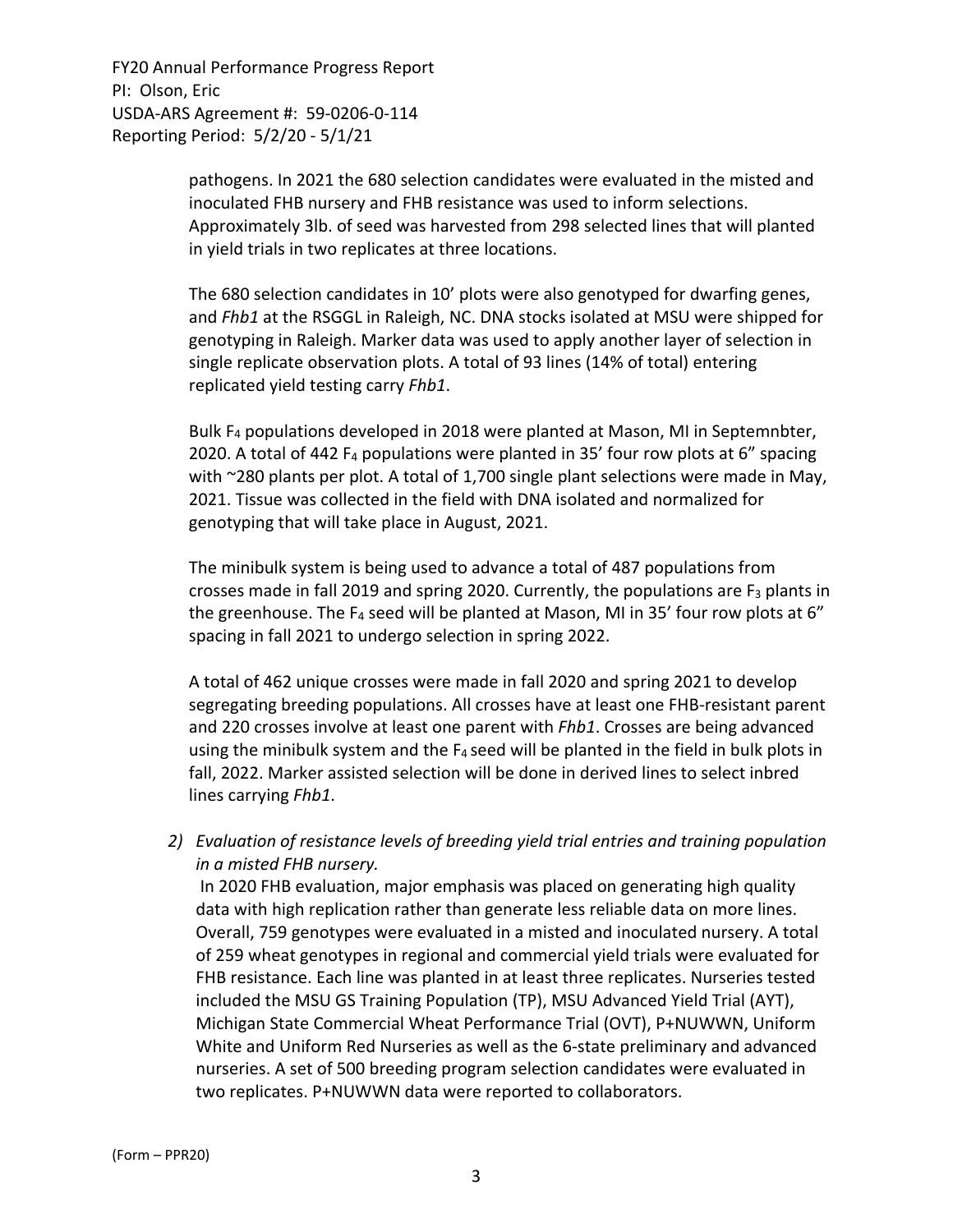pathogens. In 2021 the 680 selection candidates were evaluated in the misted and inoculated FHB nursery and FHB resistance was used to inform selections. Approximately 3lb. of seed was harvested from 298 selected lines that will planted in yield trials in two replicates at three locations.

The 680 selection candidates in 10' plots were also genotyped for dwarfing genes, and *Fhb1* at the RSGGL in Raleigh, NC. DNA stocks isolated at MSU were shipped for genotyping in Raleigh. Marker data was used to apply another layer of selection in single replicate observation plots. A total of 93 lines (14% of total) entering replicated yield testing carry *Fhb1*.

Bulk $F_4$ populations developed in 2018 were planted at Mason, MI in Septemnbter, 2020. A total of 442 $F_4$ populations were planted in 35' four row plots at 6" spacing with ~280 plants per plot. A total of 1,700 single plant selections were made in May, 2021. Tissue was collected in the field with DNA isolated and normalized for genotyping that will take place in August, 2021.

The minibulk system is being used to advance a total of 487 populations from crosses made in fall 2019 and spring 2020. Currently, the populations are $F_3$ plants in the greenhouse. The $F_4$ seed will be planted at Mason, MI in 35' four row plots at 6" spacing in fall 2021 to undergo selection in spring 2022.

A total of 462 unique crosses were made in fall 2020 and spring 2021 to develop segregating breeding populations. All crosses have at least one FHB-resistant parent and 220 crosses involve at least one parent with *Fhb1*. Crosses are being advanced using the minibulk system and the $F_4$ seed will be planted in the field in bulk plots in fall, 2022. Marker assisted selection will be done in derived lines to select inbred lines carrying *Fhb1*.

2) *Evaluation of resistance levels of breeding yield trial entries and training population in a misted FHB nursery.*

   In 2020 FHB evaluation, major emphasis was placed on generating high quality data with high replication rather than generate less reliable data on more lines. Overall, 759 genotypes were evaluated in a misted and inoculated nursery. A total of 259 wheat genotypes in regional and commercial yield trials were evaluated for FHB resistance. Each line was planted in at least three replicates. Nurseries tested included the MSU GS Training Population (TP), MSU Advanced Yield Trial (AYT), Michigan State Commercial Wheat Performance Trial (OVT), P+NUWWN, Uniform White and Uniform Red Nurseries as well as the 6-state preliminary and advanced nurseries. A set of 500 breeding program selection candidates were evaluated in two replicates. P+NUWWN data were reported to collaborators.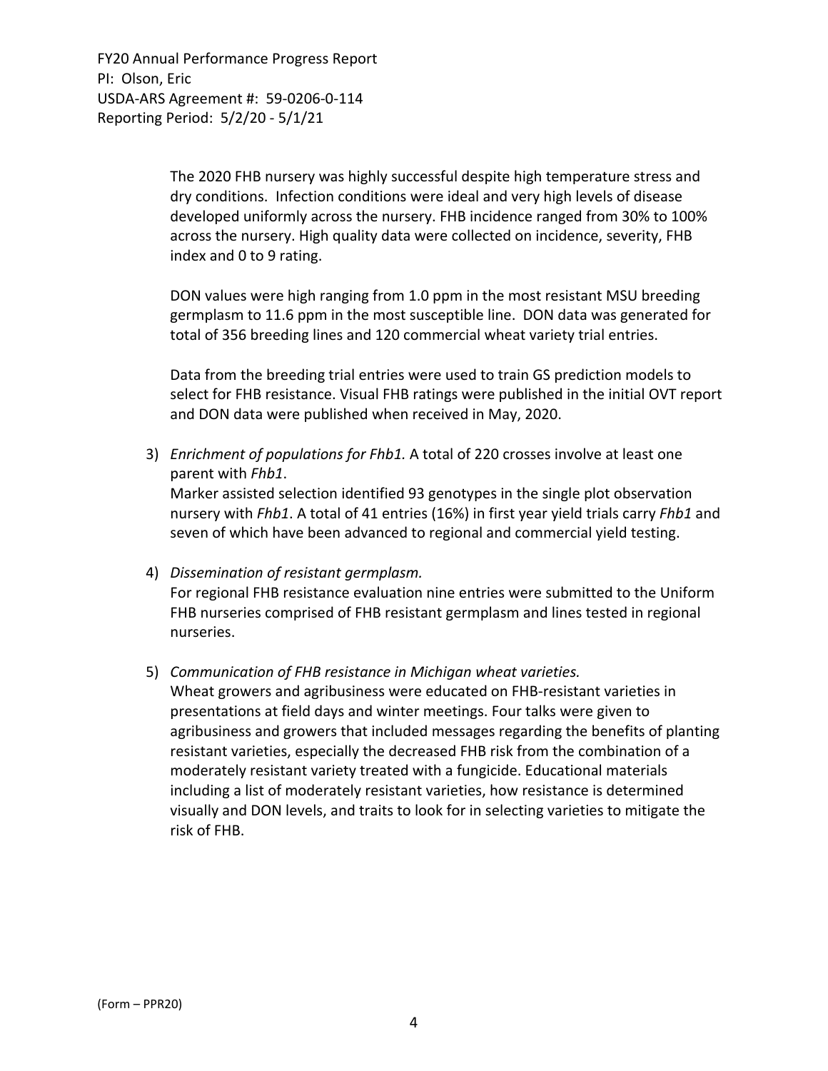The 2020 FHB nursery was highly successful despite high temperature stress and dry conditions. Infection conditions were ideal and very high levels of disease developed uniformly across the nursery. FHB incidence ranged from 30% to 100% across the nursery. High quality data were collected on incidence, severity, FHB index and 0 to 9 rating.

DON values were high ranging from 1.0 ppm in the most resistant MSU breeding germplasm to 11.6 ppm in the most susceptible line. DON data was generated for total of 356 breeding lines and 120 commercial wheat variety trial entries.

Data from the breeding trial entries were used to train GS prediction models to select for FHB resistance. Visual FHB ratings were published in the initial OVT report and DON data were published when received in May, 2020.

3) *Enrichment of populations for Fhb1.* A total of 220 crosses involve at least one parent with *Fhb1*.
   Marker assisted selection identified 93 genotypes in the single plot observation nursery with *Fhb1*. A total of 41 entries (16%) in first year yield trials carry *Fhb1* and seven of which have been advanced to regional and commercial yield testing.

4) *Dissemination of resistant germplasm.*
   For regional FHB resistance evaluation nine entries were submitted to the Uniform FHB nurseries comprised of FHB resistant germplasm and lines tested in regional nurseries.

5) *Communication of FHB resistance in Michigan wheat varieties.*
   Wheat growers and agribusiness were educated on FHB-resistant varieties in presentations at field days and winter meetings. Four talks were given to agribusiness and growers that included messages regarding the benefits of planting resistant varieties, especially the decreased FHB risk from the combination of a moderately resistant variety treated with a fungicide. Educational materials including a list of moderately resistant varieties, how resistance is determined visually and DON levels, and traits to look for in selecting varieties to mitigate the risk of FHB.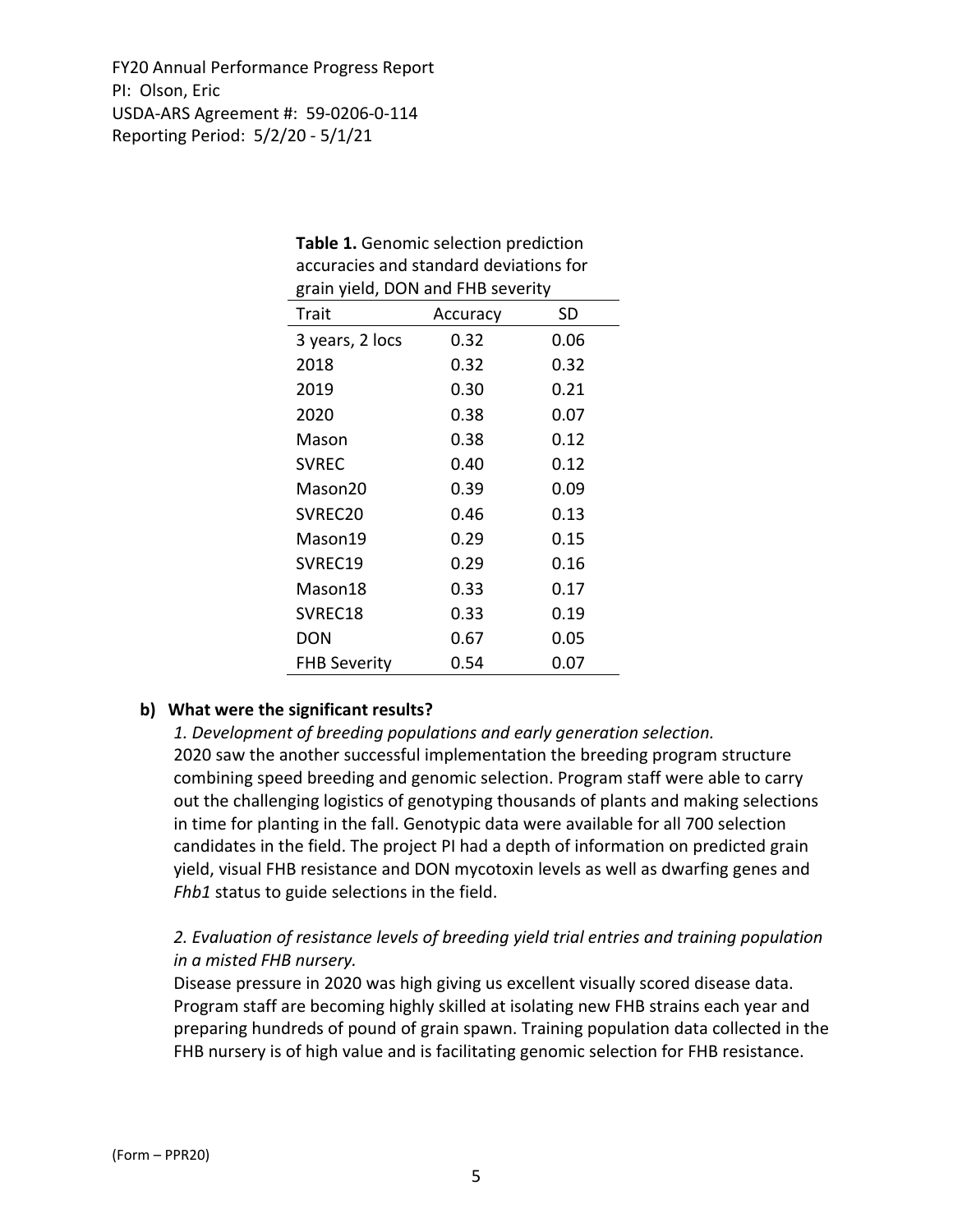**Table 1.** Genomic selection prediction accuracies and standard deviations for grain yield, DON and FHB severity

| Trait | Accuracy | SD |
|---|---|---|
| 3 years, 2 locs | 0.32 | 0.06 |
| 2018 | 0.32 | 0.32 |
| 2019 | 0.30 | 0.21 |
| 2020 | 0.38 | 0.07 |
| Mason | 0.38 | 0.12 |
| SVREC | 0.40 | 0.12 |
| Mason20 | 0.39 | 0.09 |
| SVREC20 | 0.46 | 0.13 |
| Mason19 | 0.29 | 0.15 |
| SVREC19 | 0.29 | 0.16 |
| Mason18 | 0.33 | 0.17 |
| SVREC18 | 0.33 | 0.19 |
| DON | 0.67 | 0.05 |
| FHB Severity | 0.54 | 0.07 |

**b) What were the significant results?**

*1. Development of breeding populations and early generation selection.*

2020 saw the another successful implementation the breeding program structure combining speed breeding and genomic selection. Program staff were able to carry out the challenging logistics of genotyping thousands of plants and making selections in time for planting in the fall. Genotypic data were available for all 700 selection candidates in the field. The project PI had a depth of information on predicted grain yield, visual FHB resistance and DON mycotoxin levels as well as dwarfing genes and *Fhb1* status to guide selections in the field.

*2. Evaluation of resistance levels of breeding yield trial entries and training population in a misted FHB nursery.*

Disease pressure in 2020 was high giving us excellent visually scored disease data. Program staff are becoming highly skilled at isolating new FHB strains each year and preparing hundreds of pound of grain spawn. Training population data collected in the FHB nursery is of high value and is facilitating genomic selection for FHB resistance.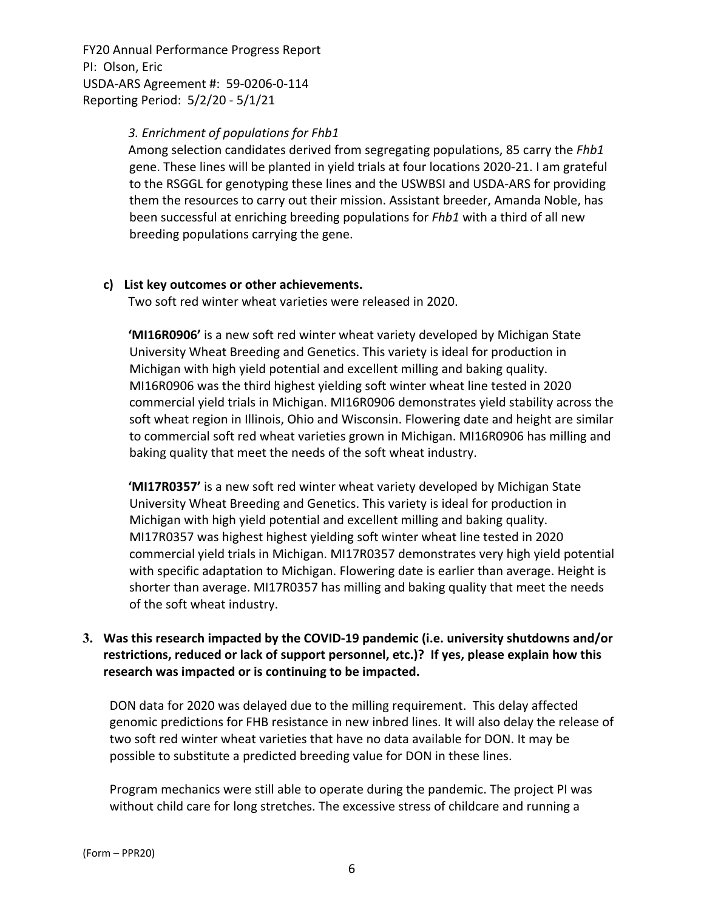*3. Enrichment of populations for Fhb1*

Among selection candidates derived from segregating populations, 85 carry the *Fhb1* gene. These lines will be planted in yield trials at four locations 2020-21. I am grateful to the RSGGL for genotyping these lines and the USWBSI and USDA-ARS for providing them the resources to carry out their mission. Assistant breeder, Amanda Noble, has been successful at enriching breeding populations for *Fhb1* with a third of all new breeding populations carrying the gene.

**c) List key outcomes or other achievements.**

Two soft red winter wheat varieties were released in 2020.

**'MI16R0906'** is a new soft red winter wheat variety developed by Michigan State University Wheat Breeding and Genetics. This variety is ideal for production in Michigan with high yield potential and excellent milling and baking quality. MI16R0906 was the third highest yielding soft winter wheat line tested in 2020 commercial yield trials in Michigan. MI16R0906 demonstrates yield stability across the soft wheat region in Illinois, Ohio and Wisconsin. Flowering date and height are similar to commercial soft red wheat varieties grown in Michigan. MI16R0906 has milling and baking quality that meet the needs of the soft wheat industry.

**'MI17R0357'** is a new soft red winter wheat variety developed by Michigan State University Wheat Breeding and Genetics. This variety is ideal for production in Michigan with high yield potential and excellent milling and baking quality. MI17R0357 was highest highest yielding soft winter wheat line tested in 2020 commercial yield trials in Michigan. MI17R0357 demonstrates very high yield potential with specific adaptation to Michigan. Flowering date is earlier than average. Height is shorter than average. MI17R0357 has milling and baking quality that meet the needs of the soft wheat industry.

**3. Was this research impacted by the COVID-19 pandemic (i.e. university shutdowns and/or restrictions, reduced or lack of support personnel, etc.)? If yes, please explain how this research was impacted or is continuing to be impacted.**

DON data for 2020 was delayed due to the milling requirement. This delay affected genomic predictions for FHB resistance in new inbred lines. It will also delay the release of two soft red winter wheat varieties that have no data available for DON. It may be possible to substitute a predicted breeding value for DON in these lines.

Program mechanics were still able to operate during the pandemic. The project PI was without child care for long stretches. The excessive stress of childcare and running a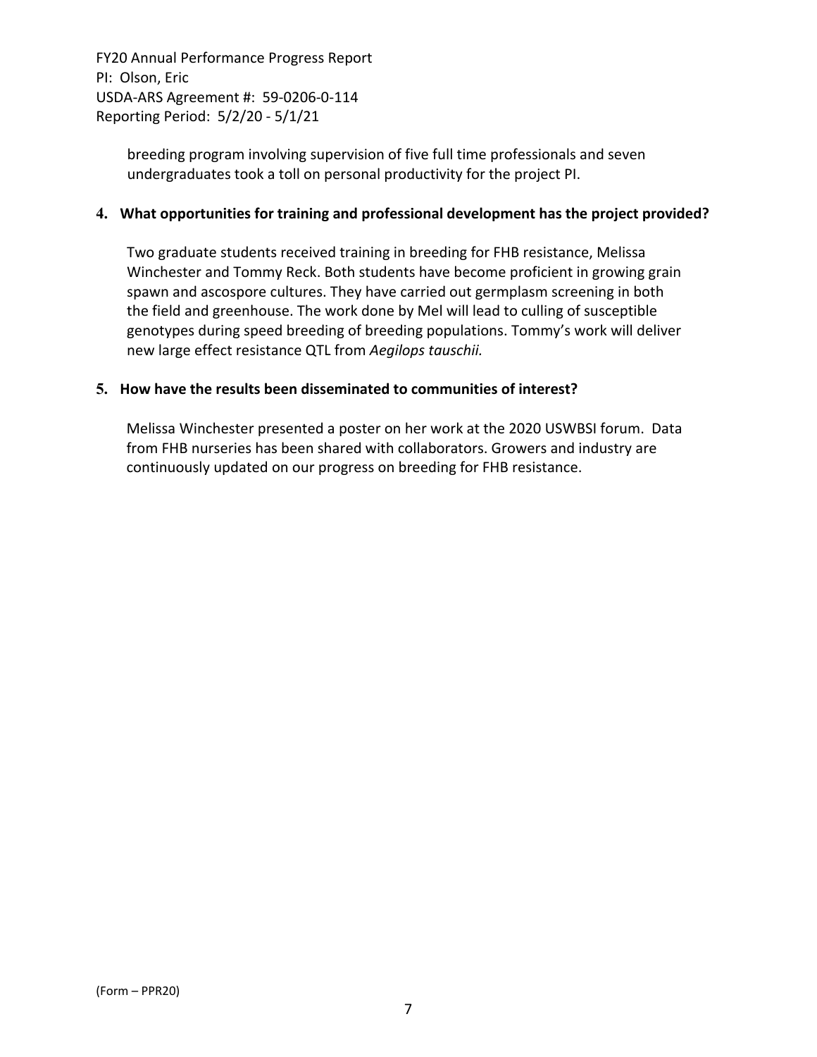breeding program involving supervision of five full time professionals and seven undergraduates took a toll on personal productivity for the project PI.

**4. What opportunities for training and professional development has the project provided?**

Two graduate students received training in breeding for FHB resistance, Melissa Winchester and Tommy Reck. Both students have become proficient in growing grain spawn and ascospore cultures. They have carried out germplasm screening in both the field and greenhouse. The work done by Mel will lead to culling of susceptible genotypes during speed breeding of breeding populations. Tommy's work will deliver new large effect resistance QTL from *Aegilops tauschii.*

**5. How have the results been disseminated to communities of interest?**

Melissa Winchester presented a poster on her work at the 2020 USWBSI forum. Data from FHB nurseries has been shared with collaborators. Growers and industry are continuously updated on our progress on breeding for FHB resistance.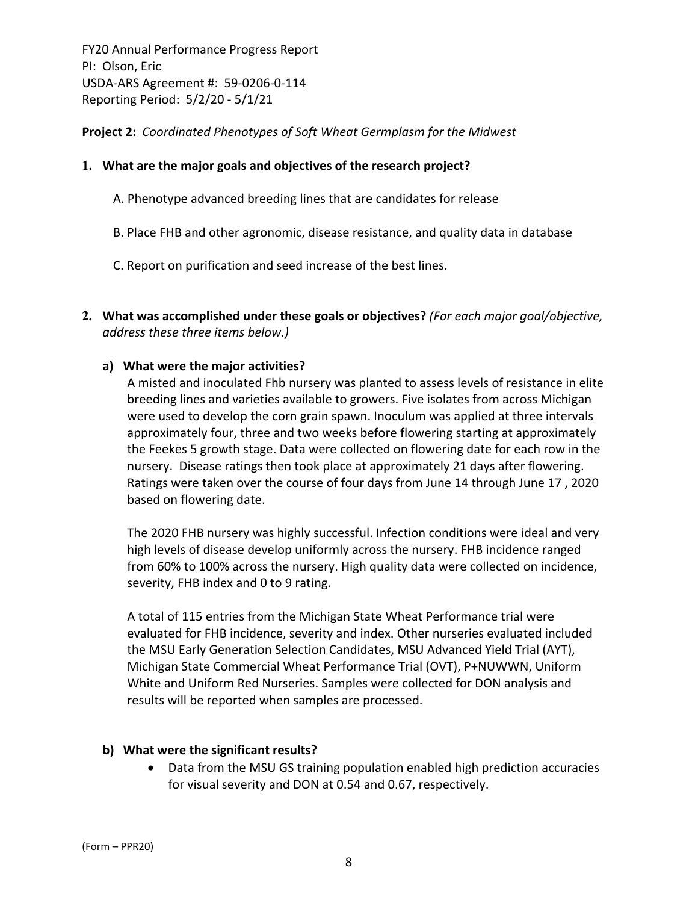FY20 Annual Performance Progress Report
PI: Olson, Eric
USDA-ARS Agreement #: 59-0206-0-114
Reporting Period: 5/2/20 - 5/1/21

**Project 2:** *Coordinated Phenotypes of Soft Wheat Germplasm for the Midwest*

1. **What are the major goals and objectives of the research project?**

   A. Phenotype advanced breeding lines that are candidates for release

   B. Place FHB and other agronomic, disease resistance, and quality data in database

   C. Report on purification and seed increase of the best lines.

2. **What was accomplished under these goals or objectives?** *(For each major goal/objective, address these three items below.)*

   **a) What were the major activities?**

   A misted and inoculated Fhb nursery was planted to assess levels of resistance in elite breeding lines and varieties available to growers. Five isolates from across Michigan were used to develop the corn grain spawn. Inoculum was applied at three intervals approximately four, three and two weeks before flowering starting at approximately the Feekes 5 growth stage. Data were collected on flowering date for each row in the nursery. Disease ratings then took place at approximately 21 days after flowering. Ratings were taken over the course of four days from June 14 through June 17 , 2020 based on flowering date.

   The 2020 FHB nursery was highly successful. Infection conditions were ideal and very high levels of disease develop uniformly across the nursery. FHB incidence ranged from 60% to 100% across the nursery. High quality data were collected on incidence, severity, FHB index and 0 to 9 rating.

   A total of 115 entries from the Michigan State Wheat Performance trial were evaluated for FHB incidence, severity and index. Other nurseries evaluated included the MSU Early Generation Selection Candidates, MSU Advanced Yield Trial (AYT), Michigan State Commercial Wheat Performance Trial (OVT), P+NUWWN, Uniform White and Uniform Red Nurseries. Samples were collected for DON analysis and results will be reported when samples are processed.

   **b) What were the significant results?**

   - Data from the MSU GS training population enabled high prediction accuracies for visual severity and DON at 0.54 and 0.67, respectively.

(Form – PPR20)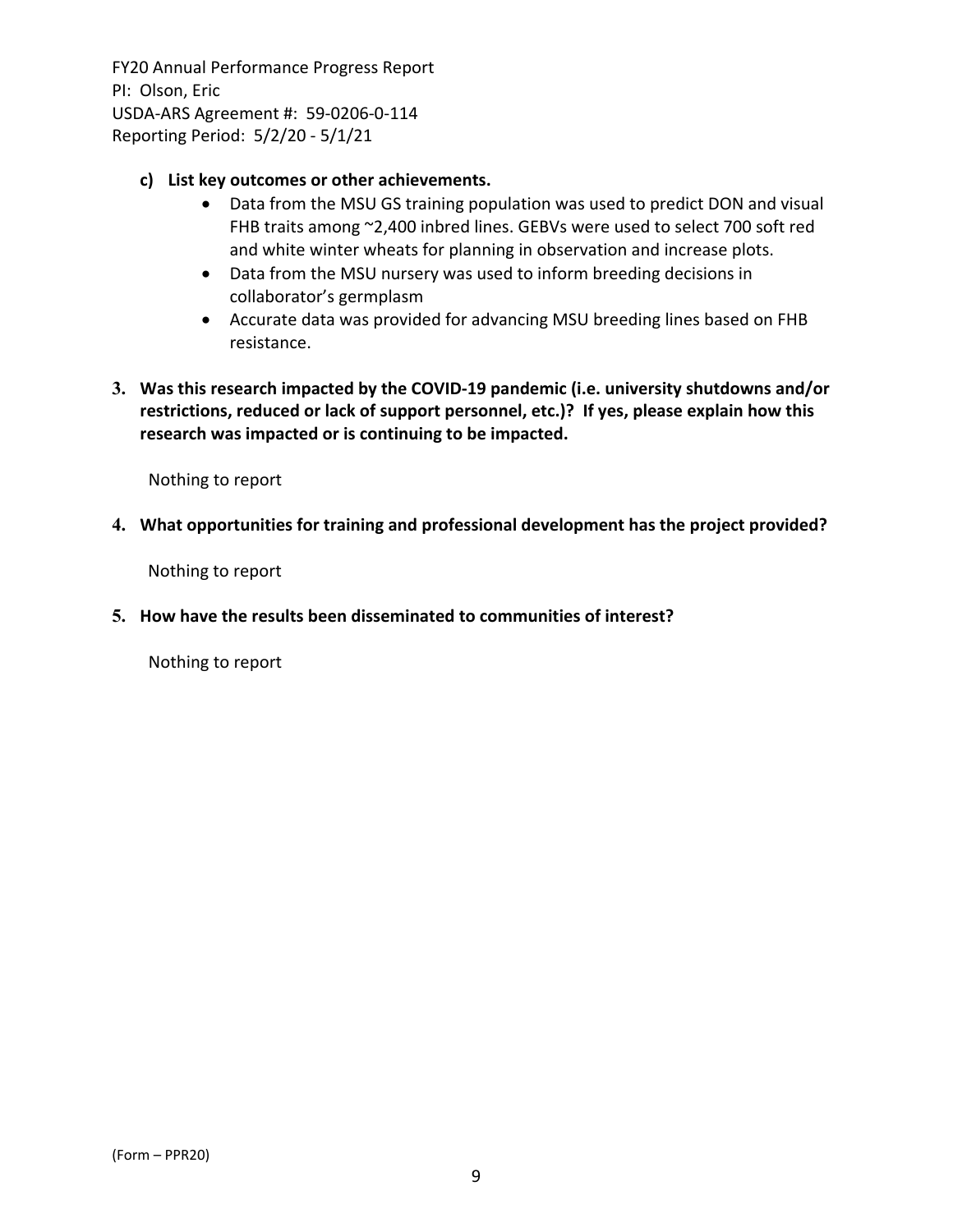c) **List key outcomes or other achievements.**

- Data from the MSU GS training population was used to predict DON and visual FHB traits among ~2,400 inbred lines. GEBVs were used to select 700 soft red and white winter wheats for planning in observation and increase plots.
- Data from the MSU nursery was used to inform breeding decisions in collaborator's germplasm
- Accurate data was provided for advancing MSU breeding lines based on FHB resistance.

**3. Was this research impacted by the COVID-19 pandemic (i.e. university shutdowns and/or restrictions, reduced or lack of support personnel, etc.)? If yes, please explain how this research was impacted or is continuing to be impacted.**

Nothing to report

**4. What opportunities for training and professional development has the project provided?**

Nothing to report

**5. How have the results been disseminated to communities of interest?**

Nothing to report

(Form – PPR20)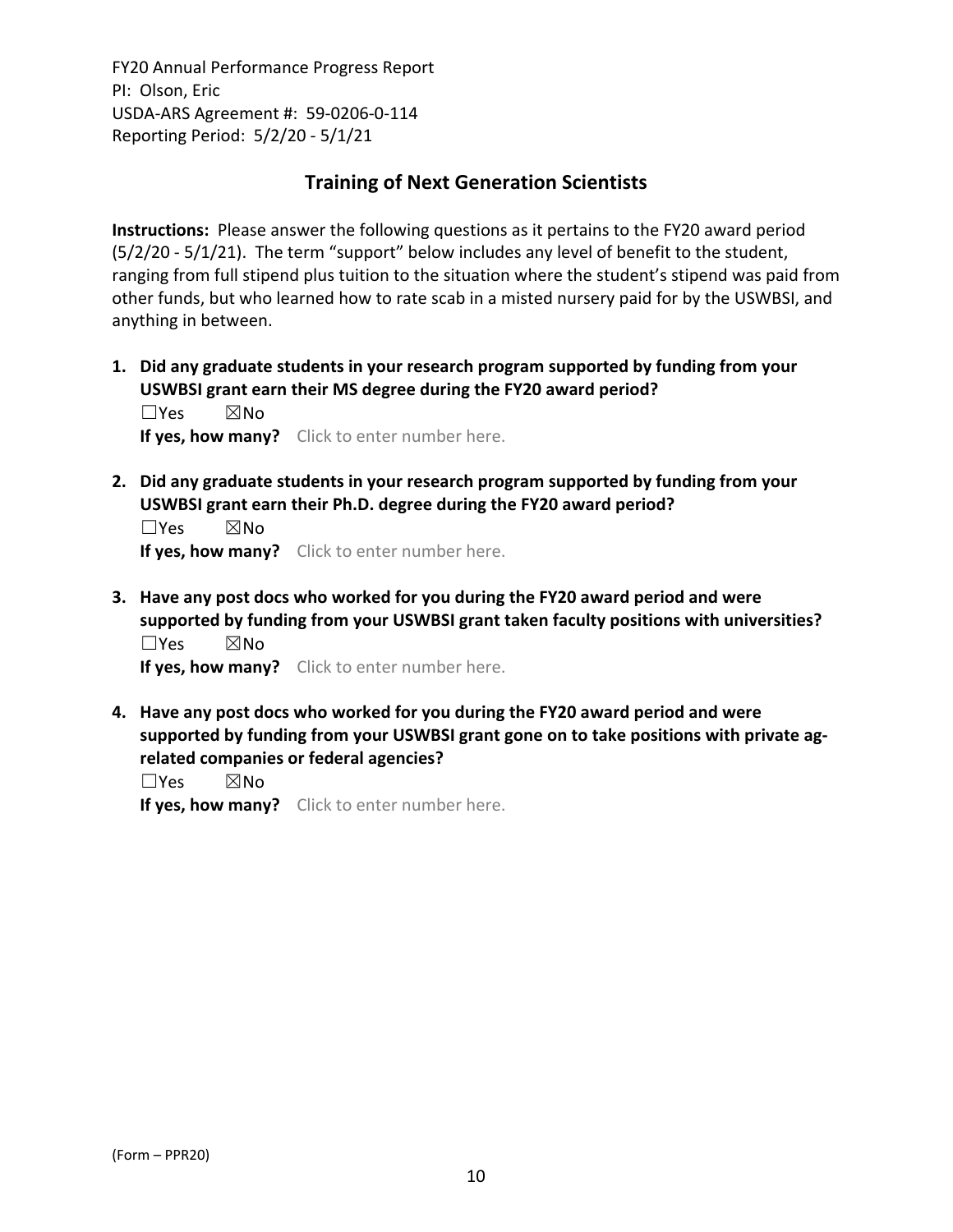FY20 Annual Performance Progress Report
PI: Olson, Eric
USDA-ARS Agreement #: 59-0206-0-114
Reporting Period: 5/2/20 - 5/1/21

## Training of Next Generation Scientists

**Instructions:** Please answer the following questions as it pertains to the FY20 award period (5/2/20 - 5/1/21). The term "support" below includes any level of benefit to the student, ranging from full stipend plus tuition to the situation where the student's stipend was paid from other funds, but who learned how to rate scab in a misted nursery paid for by the USWBSI, and anything in between.

1. **Did any graduate students in your research program supported by funding from your USWBSI grant earn their MS degree during the FY20 award period?**
   ☐Yes ☒No
   **If yes, how many?** Click to enter number here.

2. **Did any graduate students in your research program supported by funding from your USWBSI grant earn their Ph.D. degree during the FY20 award period?**
   ☐Yes ☒No
   **If yes, how many?** Click to enter number here.

3. **Have any post docs who worked for you during the FY20 award period and were supported by funding from your USWBSI grant taken faculty positions with universities?**
   ☐Yes ☒No
   **If yes, how many?** Click to enter number here.

4. **Have any post docs who worked for you during the FY20 award period and were supported by funding from your USWBSI grant gone on to take positions with private ag-related companies or federal agencies?**
   ☐Yes ☒No
   **If yes, how many?** Click to enter number here.

(Form – PPR20)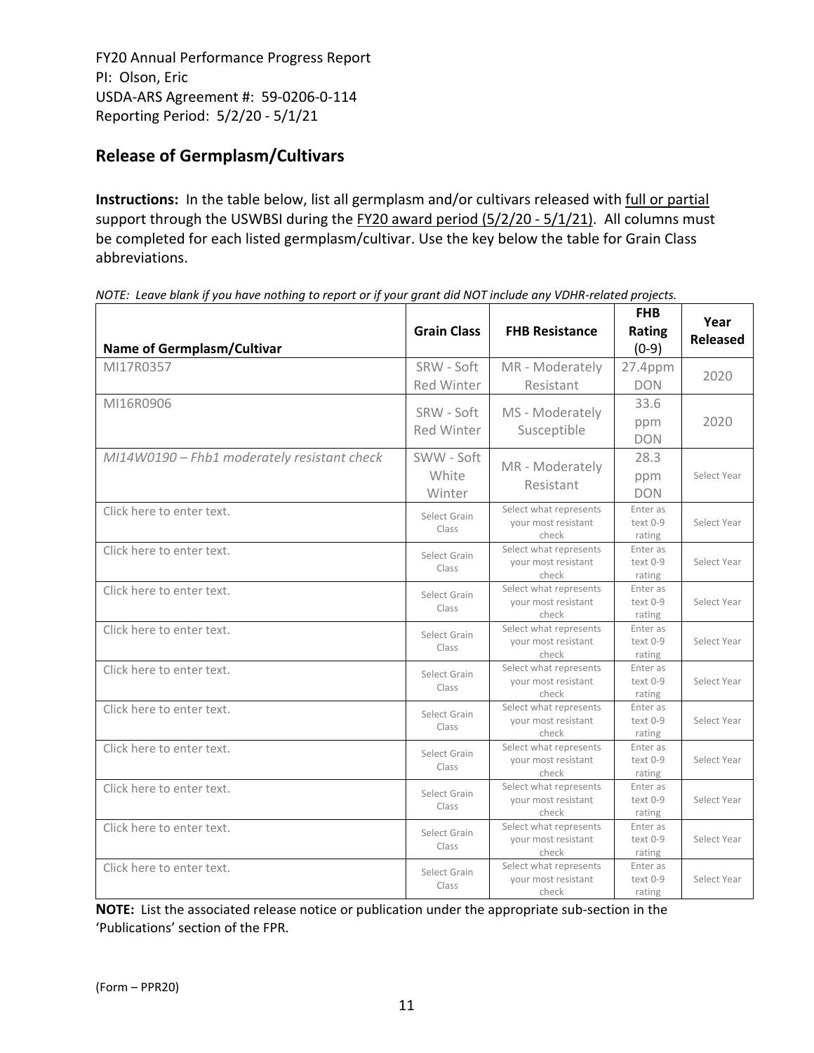FY20 Annual Performance Progress Report
PI: Olson, Eric
USDA-ARS Agreement #: 59-0206-0-114
Reporting Period: 5/2/20 - 5/1/21

## Release of Germplasm/Cultivars

**Instructions:** In the table below, list all germplasm and/or cultivars released with full or partial support through the USWBSI during the FY20 award period (5/2/20 - 5/1/21). All columns must be completed for each listed germplasm/cultivar. Use the key below the table for Grain Class abbreviations.

*NOTE: Leave blank if you have nothing to report or if your grant did NOT include any VDHR-related projects.*

| Name of Germplasm/Cultivar | Grain Class | FHB Resistance | FHB Rating (0-9) | Year Released |
|---|---|---|---|---|
| MI17R0357 | SRW - Soft Red Winter | MR - Moderately Resistant | 27.4ppm DON | 2020 |
| MI16R0906 | SRW - Soft Red Winter | MS - Moderately Susceptible | 33.6 ppm DON | 2020 |
| *MI14W0190 – Fhb1 moderately resistant check* | SWW - Soft White Winter | MR - Moderately Resistant | 28.3 ppm DON | Select Year |
| Click here to enter text. | Select Grain Class | Select what represents your most resistant check | Enter as text 0-9 rating | Select Year |
| Click here to enter text. | Select Grain Class | Select what represents your most resistant check | Enter as text 0-9 rating | Select Year |
| Click here to enter text. | Select Grain Class | Select what represents your most resistant check | Enter as text 0-9 rating | Select Year |
| Click here to enter text. | Select Grain Class | Select what represents your most resistant check | Enter as text 0-9 rating | Select Year |
| Click here to enter text. | Select Grain Class | Select what represents your most resistant check | Enter as text 0-9 rating | Select Year |
| Click here to enter text. | Select Grain Class | Select what represents your most resistant check | Enter as text 0-9 rating | Select Year |
| Click here to enter text. | Select Grain Class | Select what represents your most resistant check | Enter as text 0-9 rating | Select Year |
| Click here to enter text. | Select Grain Class | Select what represents your most resistant check | Enter as text 0-9 rating | Select Year |
| Click here to enter text. | Select Grain Class | Select what represents your most resistant check | Enter as text 0-9 rating | Select Year |
| Click here to enter text. | Select Grain Class | Select what represents your most resistant check | Enter as text 0-9 rating | Select Year |

**NOTE:** List the associated release notice or publication under the appropriate sub-section in the 'Publications' section of the FPR.

(Form – PPR20)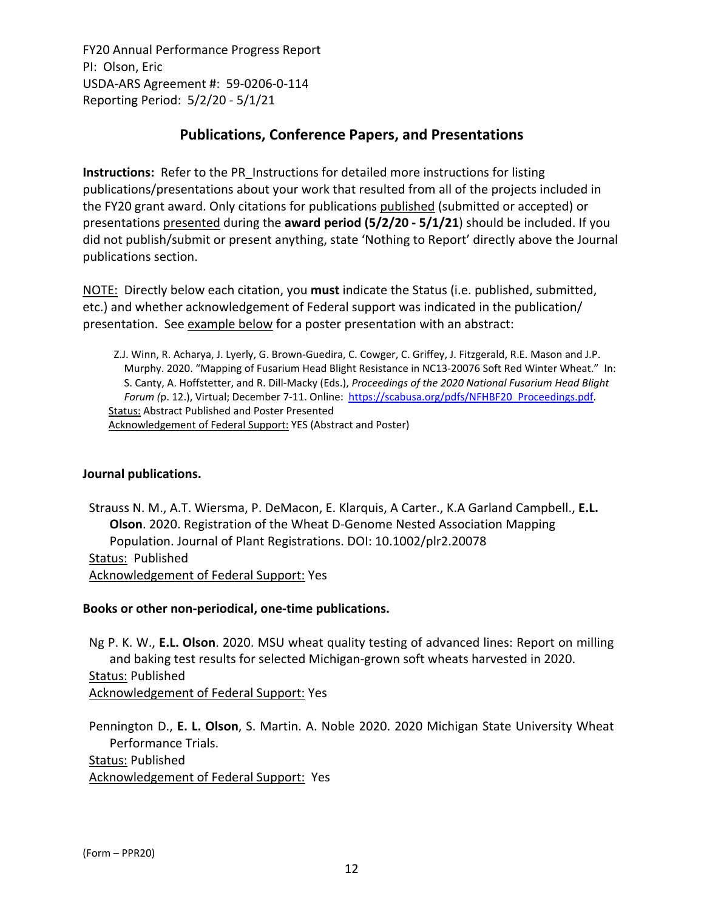FY20 Annual Performance Progress Report
PI: Olson, Eric
USDA-ARS Agreement #: 59-0206-0-114
Reporting Period: 5/2/20 - 5/1/21

## Publications, Conference Papers, and Presentations

**Instructions:** Refer to the PR_Instructions for detailed more instructions for listing publications/presentations about your work that resulted from all of the projects included in the FY20 grant award. Only citations for publications published (submitted or accepted) or presentations presented during the **award period (5/2/20 - 5/1/21)** should be included. If you did not publish/submit or present anything, state 'Nothing to Report' directly above the Journal publications section.

NOTE: Directly below each citation, you **must** indicate the Status (i.e. published, submitted, etc.) and whether acknowledgement of Federal support was indicated in the publication/ presentation. See example below for a poster presentation with an abstract:

> Z.J. Winn, R. Acharya, J. Lyerly, G. Brown-Guedira, C. Cowger, C. Griffey, J. Fitzgerald, R.E. Mason and J.P. Murphy. 2020. "Mapping of Fusarium Head Blight Resistance in NC13-20076 Soft Red Winter Wheat." In: S. Canty, A. Hoffstetter, and R. Dill-Macky (Eds.), *Proceedings of the 2020 National Fusarium Head Blight Forum (*p. 12.), Virtual; December 7-11. Online: https://scabusa.org/pdfs/NFHBF20_Proceedings.pdf.
> Status: Abstract Published and Poster Presented
> Acknowledgement of Federal Support: YES (Abstract and Poster)

**Journal publications.**

Strauss N. M., A.T. Wiersma, P. DeMacon, E. Klarquis, A Carter., K.A Garland Campbell., **E.L. Olson**. 2020. Registration of the Wheat D-Genome Nested Association Mapping Population. Journal of Plant Registrations. DOI: 10.1002/plr2.20078
Status: Published
Acknowledgement of Federal Support: Yes

**Books or other non-periodical, one-time publications.**

Ng P. K. W., **E.L. Olson**. 2020. MSU wheat quality testing of advanced lines: Report on milling and baking test results for selected Michigan-grown soft wheats harvested in 2020.
Status: Published
Acknowledgement of Federal Support: Yes

Pennington D., **E. L. Olson**, S. Martin. A. Noble 2020. 2020 Michigan State University Wheat Performance Trials.
Status: Published
Acknowledgement of Federal Support: Yes

(Form – PPR20)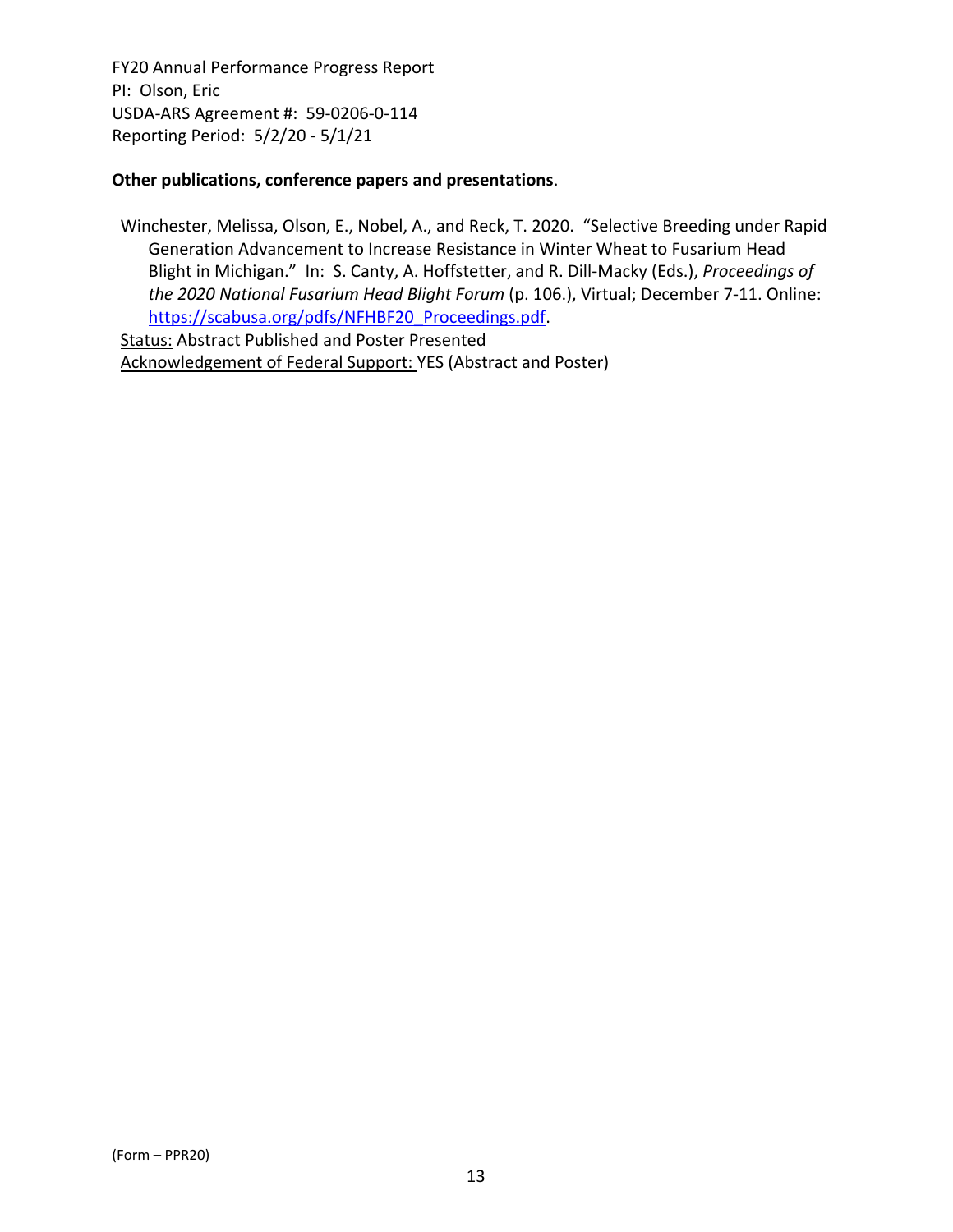FY20 Annual Performance Progress Report
PI: Olson, Eric
USDA-ARS Agreement #: 59-0206-0-114
Reporting Period: 5/2/20 - 5/1/21

**Other publications, conference papers and presentations**.

Winchester, Melissa, Olson, E., Nobel, A., and Reck, T. 2020. "Selective Breeding under Rapid Generation Advancement to Increase Resistance in Winter Wheat to Fusarium Head Blight in Michigan." In: S. Canty, A. Hoffstetter, and R. Dill-Macky (Eds.), *Proceedings of the 2020 National Fusarium Head Blight Forum* (p. 106.), Virtual; December 7-11. Online: https://scabusa.org/pdfs/NFHBF20_Proceedings.pdf.
Status: Abstract Published and Poster Presented
Acknowledgement of Federal Support: YES (Abstract and Poster)

(Form – PPR20)